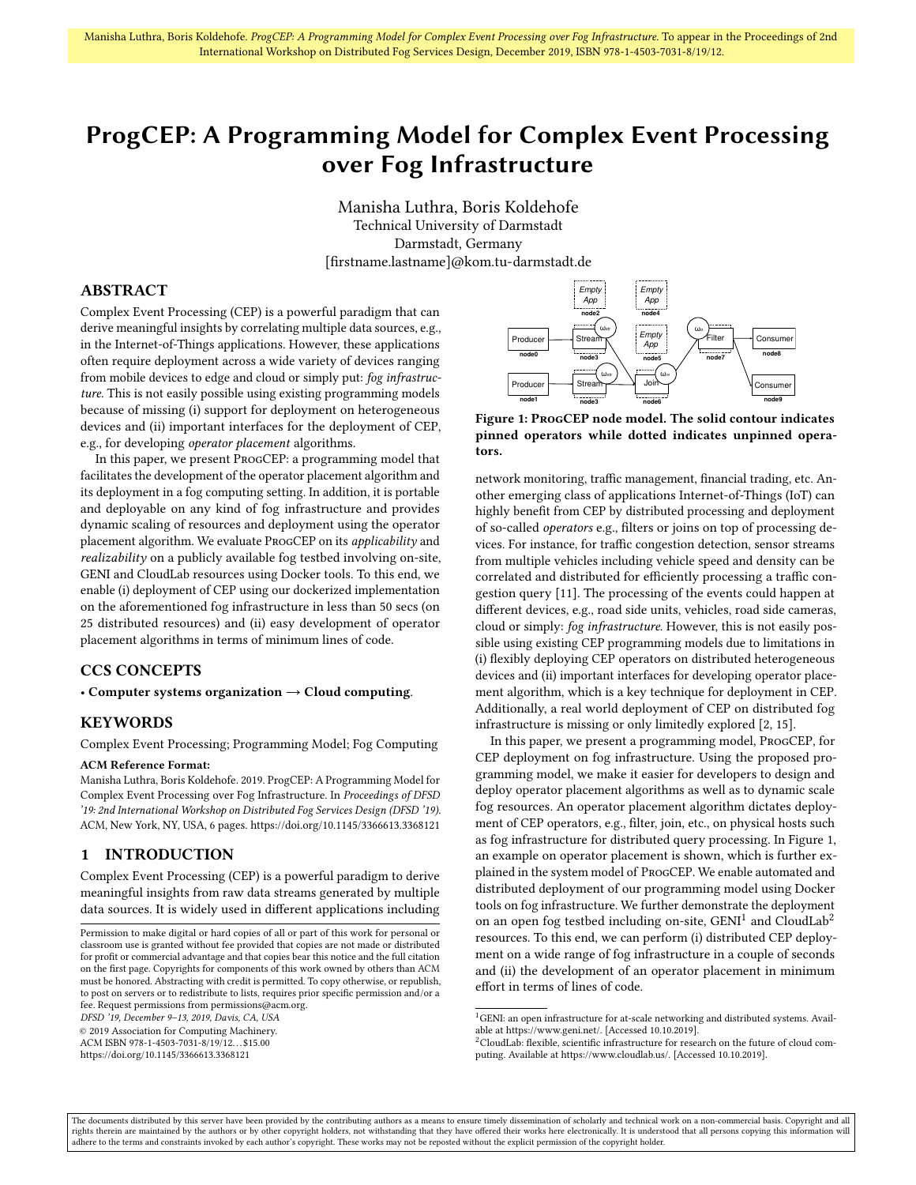# ProgCEP: A Programming Model for Complex Event Processing over Fog Infrastructure

Manisha Luthra, Boris Koldehofe
Technical University of Darmstadt
Darmstadt, Germany
[firstname.lastname]@kom.tu-darmstadt.de

## ABSTRACT

Complex Event Processing (CEP) is a powerful paradigm that can derive meaningful insights by correlating multiple data sources, e.g., in the Internet-of-Things applications. However, these applications often require deployment across a wide variety of devices ranging from mobile devices to edge and cloud or simply put: *fog infrastructure*. This is not easily possible using existing programming models because of missing (i) support for deployment on heterogeneous devices and (ii) important interfaces for the deployment of CEP, e.g., for developing *operator placement* algorithms.

In this paper, we present ProgCEP: a programming model that facilitates the development of the operator placement algorithm and its deployment in a fog computing setting. In addition, it is portable and deployable on any kind of fog infrastructure and provides dynamic scaling of resources and deployment using the operator placement algorithm. We evaluate ProgCEP on its *applicability* and *realizability* on a publicly available fog testbed involving on-site, GENI and CloudLab resources using Docker tools. To this end, we enable (i) deployment of CEP using our dockerized implementation on the aforementioned fog infrastructure in less than 50 secs (on 25 distributed resources) and (ii) easy development of operator placement algorithms in terms of minimum lines of code.

## CCS CONCEPTS

• **Computer systems organization** → **Cloud computing**.

## KEYWORDS

Complex Event Processing; Programming Model; Fog Computing

**ACM Reference Format:**
Manisha Luthra, Boris Koldehofe. 2019. ProgCEP: A Programming Model for Complex Event Processing over Fog Infrastructure. In *Proceedings of DFSD '19: 2nd International Workshop on Distributed Fog Services Design (DFSD '19).* ACM, New York, NY, USA, 6 pages. https://doi.org/10.1145/3366613.3368121

## 1 INTRODUCTION

Complex Event Processing (CEP) is a powerful paradigm to derive meaningful insights from raw data streams generated by multiple data sources. It is widely used in different applications including network monitoring, traffic management, financial trading, etc. Another emerging class of applications Internet-of-Things (IoT) can highly benefit from CEP by distributed processing and deployment of so-called *operators* e.g., filters or joins on top of processing devices. For instance, for traffic congestion detection, sensor streams from multiple vehicles including vehicle speed and density can be correlated and distributed for efficiently processing a traffic congestion query [11]. The processing of the events could happen at different devices, e.g., road side units, vehicles, road side cameras, cloud or simply: *fog infrastructure*. However, this is not easily possible using existing CEP programming models due to limitations in (i) flexibly deploying CEP operators on distributed heterogeneous devices and (ii) important interfaces for developing operator placement algorithm, which is a key technique for deployment in CEP. Additionally, a real world deployment of CEP on distributed fog infrastructure is missing or only limitedly explored [2, 15].

Figure 1: ProgCEP node model. The solid contour indicates pinned operators while dotted indicates unpinned operators.

In this paper, we present a programming model, ProgCEP, for CEP deployment on fog infrastructure. Using the proposed programming model, we make it easier for developers to design and deploy operator placement algorithms as well as to dynamic scale fog resources. An operator placement algorithm dictates deployment of CEP operators, e.g., filter, join, etc., on physical hosts such as fog infrastructure for distributed query processing. In Figure 1, an example on operator placement is shown, which is further explained in the system model of ProgCEP. We enable automated and distributed deployment of our programming model using Docker tools on fog infrastructure. We further demonstrate the deployment on an open fog testbed including on-site, GENI[1] and CloudLab[2] resources. To this end, we can perform (i) distributed CEP deployment on a wide range of fog infrastructure in a couple of seconds and (ii) the development of an operator placement in minimum effort in terms of lines of code.

Permission to make digital or hard copies of all or part of this work for personal or classroom use is granted without fee provided that copies are not made or distributed for profit or commercial advantage and that copies bear this notice and the full citation on the first page. Copyrights for components of this work owned by others than ACM must be honored. Abstracting with credit is permitted. To copy otherwise, or republish, to post on servers or to redistribute to lists, requires prior specific permission and/or a fee. Request permissions from permissions@acm.org.
*DFSD '19, December 9–13, 2019, Davis, CA, USA*
© 2019 Association for Computing Machinery.
ACM ISBN 978-1-4503-7031-8/19/12…$15.00
https://doi.org/10.1145/3366613.3368121

[1] GENI: an open infrastructure for at-scale networking and distributed systems. Available at https://www.geni.net/. [Accessed 10.10.2019].
[2] CloudLab: flexible, scientific infrastructure for research on the future of cloud computing. Available at https://www.cloudlab.us/. [Accessed 10.10.2019].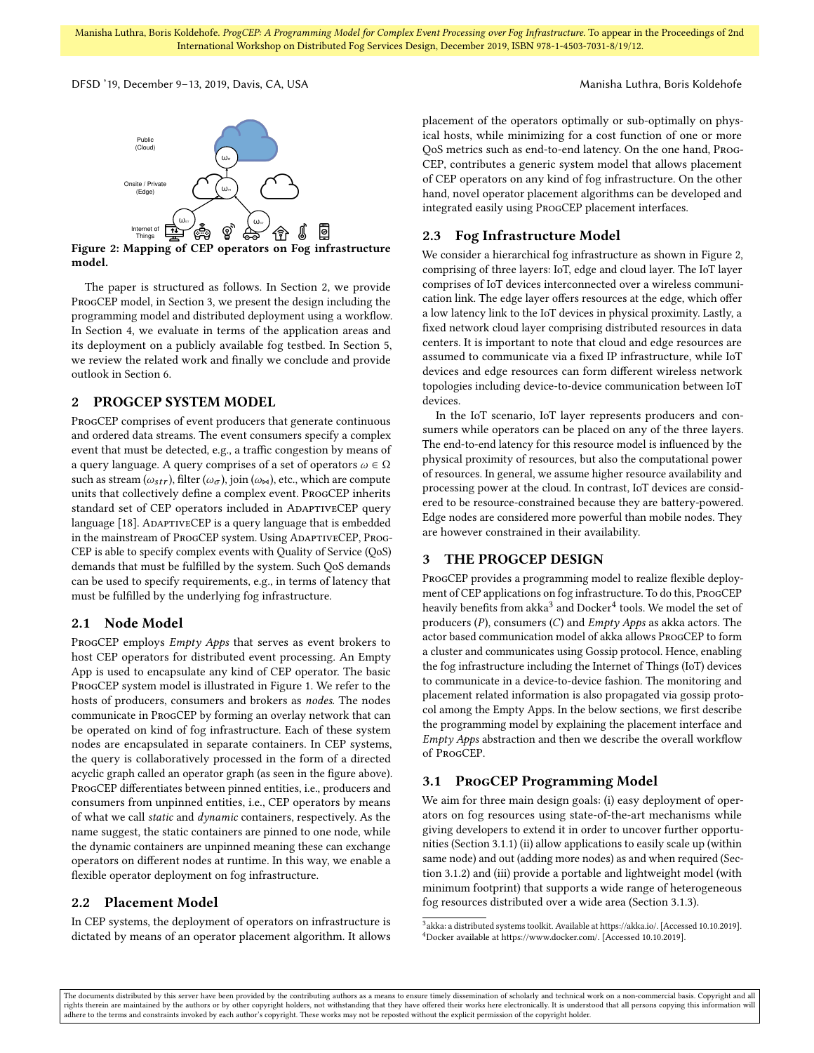Figure 2: Mapping of CEP operators on Fog infrastructure model.

The paper is structured as follows. In Section 2, we provide ProgCEP model, in Section 3, we present the design including the programming model and distributed deployment using a workflow. In Section 4, we evaluate in terms of the application areas and its deployment on a publicly available fog testbed. In Section 5, we review the related work and finally we conclude and provide outlook in Section 6.

## 2 PROGCEP SYSTEM MODEL

ProgCEP comprises of event producers that generate continuous and ordered data streams. The event consumers specify a complex event that must be detected, e.g., a traffic congestion by means of a query language. A query comprises of a set of operators $\omega \in \Omega$ such as stream ($\omega_{str}$), filter ($\omega_{\sigma}$), join ($\omega_{\bowtie}$), etc., which are compute units that collectively define a complex event. ProgCEP inherits standard set of CEP operators included in AdaptiveCEP query language [18]. AdaptiveCEP is a query language that is embedded in the mainstream of ProgCEP system. Using AdaptiveCEP, ProgCEP is able to specify complex events with Quality of Service (QoS) demands that must be fulfilled by the system. Such QoS demands can be used to specify requirements, e.g., in terms of latency that must be fulfilled by the underlying fog infrastructure.

### 2.1 Node Model

ProgCEP employs *Empty Apps* that serves as event brokers to host CEP operators for distributed event processing. An Empty App is used to encapsulate any kind of CEP operator. The basic ProgCEP system model is illustrated in Figure 1. We refer to the hosts of producers, consumers and brokers as *nodes*. The nodes communicate in ProgCEP by forming an overlay network that can be operated on kind of fog infrastructure. Each of these system nodes are encapsulated in separate containers. In CEP systems, the query is collaboratively processed in the form of a directed acyclic graph called an operator graph (as seen in the figure above). ProgCEP differentiates between pinned entities, i.e., producers and consumers from unpinned entities, i.e., CEP operators by means of what we call *static* and *dynamic* containers, respectively. As the name suggest, the static containers are pinned to one node, while the dynamic containers are unpinned meaning these can exchange operators on different nodes at runtime. In this way, we enable a flexible operator deployment on fog infrastructure.

### 2.2 Placement Model

In CEP systems, the deployment of operators on infrastructure is dictated by means of an operator placement algorithm. It allows placement of the operators optimally or sub-optimally on physical hosts, while minimizing for a cost function of one or more QoS metrics such as end-to-end latency. On the one hand, ProgCEP, contributes a generic system model that allows placement of CEP operators on any kind of fog infrastructure. On the other hand, novel operator placement algorithms can be developed and integrated easily using ProgCEP placement interfaces.

### 2.3 Fog Infrastructure Model

We consider a hierarchical fog infrastructure as shown in Figure 2, comprising of three layers: IoT, edge and cloud layer. The IoT layer comprises of IoT devices interconnected over a wireless communication link. The edge layer offers resources at the edge, which offer a low latency link to the IoT devices in physical proximity. Lastly, a fixed network cloud layer comprising distributed resources in data centers. It is important to note that cloud and edge resources are assumed to communicate via a fixed IP infrastructure, while IoT devices and edge resources can form different wireless network topologies including device-to-device communication between IoT devices.

In the IoT scenario, IoT layer represents producers and consumers while operators can be placed on any of the three layers. The end-to-end latency for this resource model is influenced by the physical proximity of resources, but also the computational power of resources. In general, we assume higher resource availability and processing power at the cloud. In contrast, IoT devices are considered to be resource-constrained because they are battery-powered. Edge nodes are considered more powerful than mobile nodes. They are however constrained in their availability.

## 3 THE PROGCEP DESIGN

ProgCEP provides a programming model to realize flexible deployment of CEP applications on fog infrastructure. To do this, ProgCEP heavily benefits from akka[3] and Docker[4] tools. We model the set of producers ($P$), consumers ($C$) and *Empty Apps* as akka actors. The actor based communication model of akka allows ProgCEP to form a cluster and communicates using Gossip protocol. Hence, enabling the fog infrastructure including the Internet of Things (IoT) devices to communicate in a device-to-device fashion. The monitoring and placement related information is also propagated via gossip protocol among the Empty Apps. In the below sections, we first describe the programming model by explaining the placement interface and *Empty Apps* abstraction and then we describe the overall workflow of ProgCEP.

### 3.1 ProgCEP Programming Model

We aim for three main design goals: (i) easy deployment of operators on fog resources using state-of-the-art mechanisms while giving developers to extend it in order to uncover further opportunities (Section 3.1.1) (ii) allow applications to easily scale up (within same node) and out (adding more nodes) as and when required (Section 3.1.2) and (iii) provide a portable and lightweight model (with minimum footprint) that supports a wide range of heterogeneous fog resources distributed over a wide area (Section 3.1.3).

[3] akka: a distributed systems toolkit. Available at https://akka.io/. [Accessed 10.10.2019].
[4] Docker available at https://www.docker.com/. [Accessed 10.10.2019].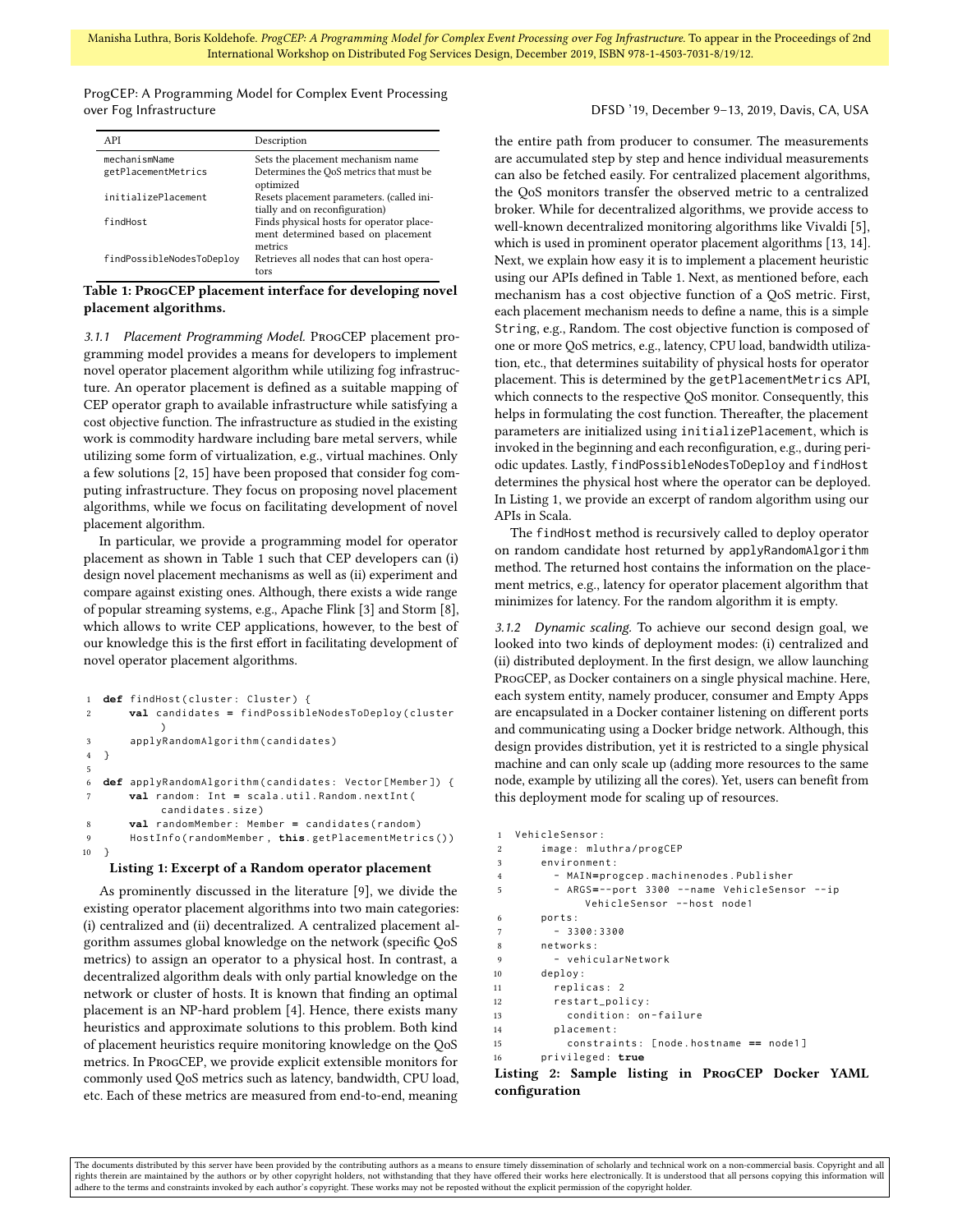| API | Description |
| --- | --- |
| mechanismName | Sets the placement mechanism name |
| getPlacementMetrics | Determines the QoS metrics that must be optimized |
| initializePlacement | Resets placement parameters. (called initially and on reconfiguration) |
| findHost | Finds physical hosts for operator placement determined based on placement metrics |
| findPossibleNodesToDeploy | Retrieves all nodes that can host operators |

**Table 1: ProgCEP placement interface for developing novel placement algorithms.**

#### 3.1.1 Placement Programming Model.

ProgCEP placement programming model provides a means for developers to implement novel operator placement algorithm while utilizing fog infrastructure. An operator placement is defined as a suitable mapping of CEP operator graph to available infrastructure while satisfying a cost objective function. The infrastructure as studied in the existing work is commodity hardware including bare metal servers, while utilizing some form of virtualization, e.g., virtual machines. Only a few solutions [2, 15] have been proposed that consider fog computing infrastructure. They focus on proposing novel placement algorithms, while we focus on facilitating development of novel placement algorithm.

In particular, we provide a programming model for operator placement as shown in Table 1 such that CEP developers can (i) design novel placement mechanisms as well as (ii) experiment and compare against existing ones. Although, there exists a wide range of popular streaming systems, e.g., Apache Flink [3] and Storm [8], which allows to write CEP applications, however, to the best of our knowledge this is the first effort in facilitating development of novel operator placement algorithms.

```scala
def findHost(cluster: Cluster) {
    val candidates = findPossibleNodesToDeploy(cluster
        )
    applyRandomAlgorithm(candidates)
}

def applyRandomAlgorithm(candidates: Vector[Member]) {
    val random: Int = scala.util.Random.nextInt(
        candidates.size)
    val randomMember: Member = candidates(random)
    HostInfo(randomMember, this.getPlacementMetrics())
}
```

**Listing 1: Excerpt of a Random operator placement**

As prominently discussed in the literature [9], we divide the existing operator placement algorithms into two main categories: (i) centralized and (ii) decentralized. A centralized placement algorithm assumes global knowledge on the network (specific QoS metrics) to assign an operator to a physical host. In contrast, a decentralized algorithm deals with only partial knowledge on the network or cluster of hosts. It is known that finding an optimal placement is an NP-hard problem [4]. Hence, there exists many heuristics and approximate solutions to this problem. Both kind of placement heuristics require monitoring knowledge on the QoS metrics. In ProgCEP, we provide explicit extensible monitors for commonly used QoS metrics such as latency, bandwidth, CPU load, etc. Each of these metrics are measured from end-to-end, meaning the entire path from producer to consumer. The measurements are accumulated step by step and hence individual measurements can also be fetched easily. For centralized placement algorithms, the QoS monitors transfer the observed metric to a centralized broker. While for decentralized algorithms, we provide access to well-known decentralized monitoring algorithms like Vivaldi [5], which is used in prominent operator placement algorithms [13, 14]. Next, we explain how easy it is to implement a placement heuristic using our APIs defined in Table 1. Next, as mentioned before, each mechanism has a cost objective function of a QoS metric. First, each placement mechanism needs to define a name, this is a simple `String`, e.g., Random. The cost objective function is composed of one or more QoS metrics, e.g., latency, CPU load, bandwidth utilization, etc., that determines suitability of physical hosts for operator placement. This is determined by the `getPlacementMetrics` API, which connects to the respective QoS monitor. Consequently, this helps in formulating the cost function. Thereafter, the placement parameters are initialized using `initializePlacement`, which is invoked in the beginning and each reconfiguration, e.g., during periodic updates. Lastly, `findPossibleNodesToDeploy` and `findHost` determines the physical host where the operator can be deployed. In Listing 1, we provide an excerpt of random algorithm using our APIs in Scala.

The `findHost` method is recursively called to deploy operator on random candidate host returned by `applyRandomAlgorithm` method. The returned host contains the information on the placement metrics, e.g., latency for operator placement algorithm that minimizes for latency. For the random algorithm it is empty.

#### 3.1.2 Dynamic scaling.

To achieve our second design goal, we looked into two kinds of deployment modes: (i) centralized and (ii) distributed deployment. In the first design, we allow launching ProgCEP, as Docker containers on a single physical machine. Here, each system entity, namely producer, consumer and Empty Apps are encapsulated in a Docker container listening on different ports and communicating using a Docker bridge network. Although, this design provides distribution, yet it is restricted to a single physical machine and can only scale up (adding more resources to the same node, example by utilizing all the cores). Yet, users can benefit from this deployment mode for scaling up of resources.

```yaml
VehicleSensor:
    image: mluthra/progCEP
    environment:
      - MAIN=progcep.machinenodes.Publisher
      - ARGS=--port 3300 --name VehicleSensor --ip
          VehicleSensor --host node1
    ports:
      - 3300:3300
    networks:
      - vehicularNetwork
    deploy:
      replicas: 2
      restart_policy:
        condition: on-failure
      placement:
        constraints: [node.hostname == node1]
    privileged: true
```

**Listing 2: Sample listing in ProgCEP Docker YAML configuration**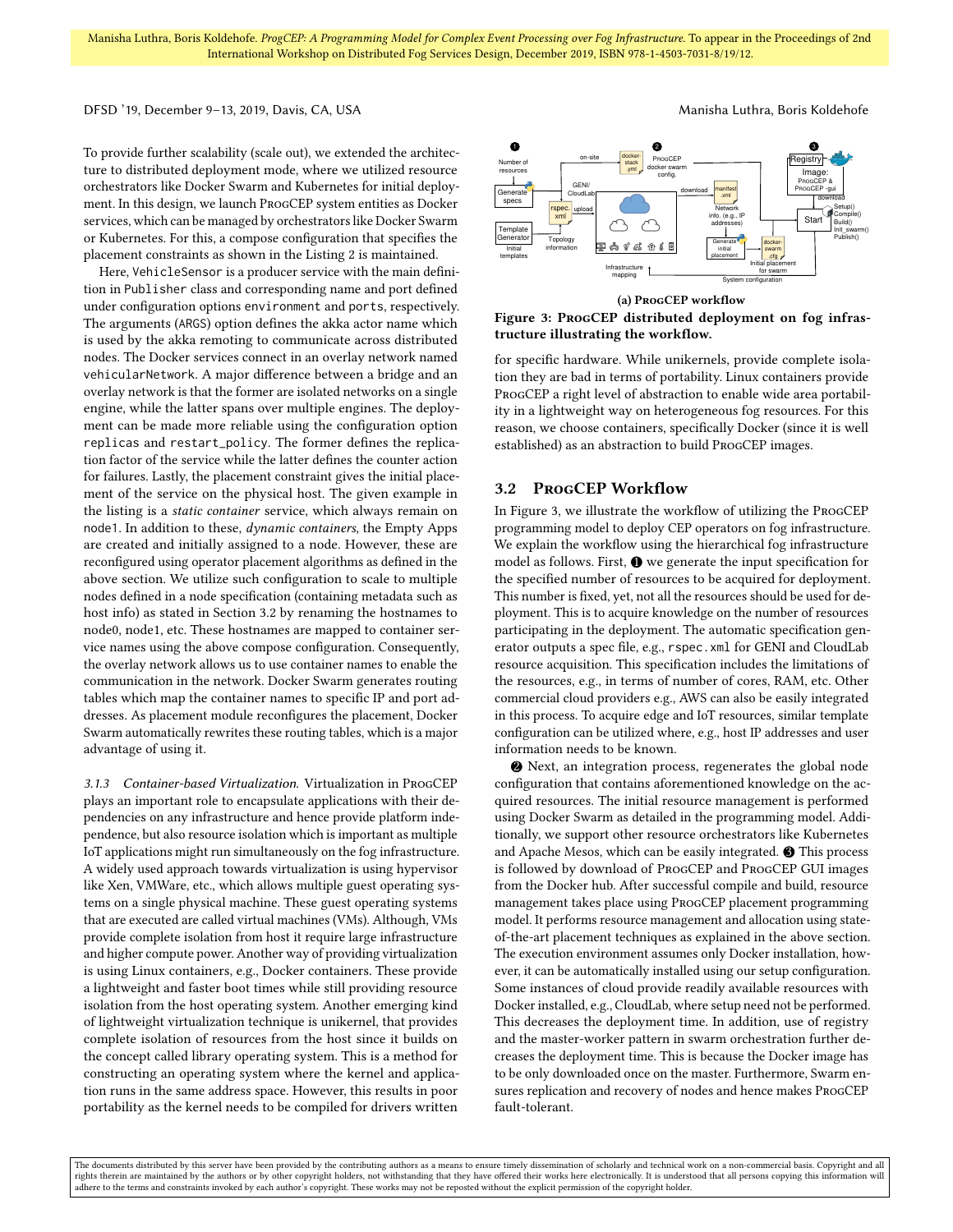To provide further scalability (scale out), we extended the architecture to distributed deployment mode, where we utilized resource orchestrators like Docker Swarm and Kubernetes for initial deployment. In this design, we launch ProgCEP system entities as Docker services, which can be managed by orchestrators like Docker Swarm or Kubernetes. For this, a compose configuration that specifies the placement constraints as shown in the Listing 2 is maintained.

Here, VehicleSensor is a producer service with the main definition in Publisher class and corresponding name and port defined under configuration options environment and ports, respectively. The arguments (ARGS) option defines the akka actor name which is used by the akka remoting to communicate across distributed nodes. The Docker services connect in an overlay network named vehicularNetwork. A major difference between a bridge and an overlay network is that the former are isolated networks on a single engine, while the latter spans over multiple engines. The deployment can be made more reliable using the configuration option replicas and restart_policy. The former defines the replication factor of the service while the latter defines the counter action for failures. Lastly, the placement constraint gives the initial placement of the service on the physical host. The given example in the listing is a *static container* service, which always remain on node1. In addition to these, *dynamic containers*, the Empty Apps are created and initially assigned to a node. However, these are reconfigured using operator placement algorithms as defined in the above section. We utilize such configuration to scale to multiple nodes defined in a node specification (containing metadata such as host info) as stated in Section 3.2 by renaming the hostnames to node0, node1, etc. These hostnames are mapped to container service names using the above compose configuration. Consequently, the overlay network allows us to use container names to enable the communication in the network. Docker Swarm generates routing tables which map the container names to specific IP and port addresses. As placement module reconfigures the placement, Docker Swarm automatically rewrites these routing tables, which is a major advantage of using it.

*3.1.3 Container-based Virtualization.* Virtualization in ProgCEP plays an important role to encapsulate applications with their dependencies on any infrastructure and hence provide platform independence, but also resource isolation which is important as multiple IoT applications might run simultaneously on the fog infrastructure. A widely used approach towards virtualization is using hypervisor like Xen, VMWare, etc., which allows multiple guest operating systems on a single physical machine. These guest operating systems that are executed are called virtual machines (VMs). Although, VMs provide complete isolation from host it require large infrastructure and higher compute power. Another way of providing virtualization is using Linux containers, e.g., Docker containers. These provide a lightweight and faster boot times while still providing resource isolation from the host operating system. Another emerging kind of lightweight virtualization technique is unikernel, that provides complete isolation of resources from the host since it builds on the concept called library operating system. This is a method for constructing an operating system where the kernel and application runs in the same address space. However, this results in poor portability as the kernel needs to be compiled for drivers written for specific hardware. While unikernels, provide complete isolation they are bad in terms of portability. Linux containers provide ProgCEP a right level of abstraction to enable wide area portability in a lightweight way on heterogeneous fog resources. For this reason, we choose containers, specifically Docker (since it is well established) as an abstraction to build ProgCEP images.

(a) ProgCEP workflow

**Figure 3: ProgCEP distributed deployment on fog infrastructure illustrating the workflow.**

## 3.2 ProgCEP Workflow

In Figure 3, we illustrate the workflow of utilizing the ProgCEP programming model to deploy CEP operators on fog infrastructure. We explain the workflow using the hierarchical fog infrastructure model as follows. First, ❶ we generate the input specification for the specified number of resources to be acquired for deployment. This number is fixed, yet, not all the resources should be used for deployment. This is to acquire knowledge on the number of resources participating in the deployment. The automatic specification generator outputs a spec file, e.g., rspec.xml for GENI and CloudLab resource acquisition. This specification includes the limitations of the resources, e.g., in terms of number of cores, RAM, etc. Other commercial cloud providers e.g., AWS can also be easily integrated in this process. To acquire edge and IoT resources, similar template configuration can be utilized where, e.g., host IP addresses and user information needs to be known.

❷ Next, an integration process, regenerates the global node configuration that contains aforementioned knowledge on the acquired resources. The initial resource management is performed using Docker Swarm as detailed in the programming model. Additionally, we support other resource orchestrators like Kubernetes and Apache Mesos, which can be easily integrated. ❸ This process is followed by download of ProgCEP and ProgCEP GUI images from the Docker hub. After successful compile and build, resource management takes place using ProgCEP placement programming model. It performs resource management and allocation using state-of-the-art placement techniques as explained in the above section. The execution environment assumes only Docker installation, however, it can be automatically installed using our setup configuration. Some instances of cloud provide readily available resources with Docker installed, e.g., CloudLab, where setup need not be performed. This decreases the deployment time. In addition, use of registry and the master-worker pattern in swarm orchestration further decreases the deployment time. This is because the Docker image has to be only downloaded once on the master. Furthermore, Swarm ensures replication and recovery of nodes and hence makes ProgCEP fault-tolerant.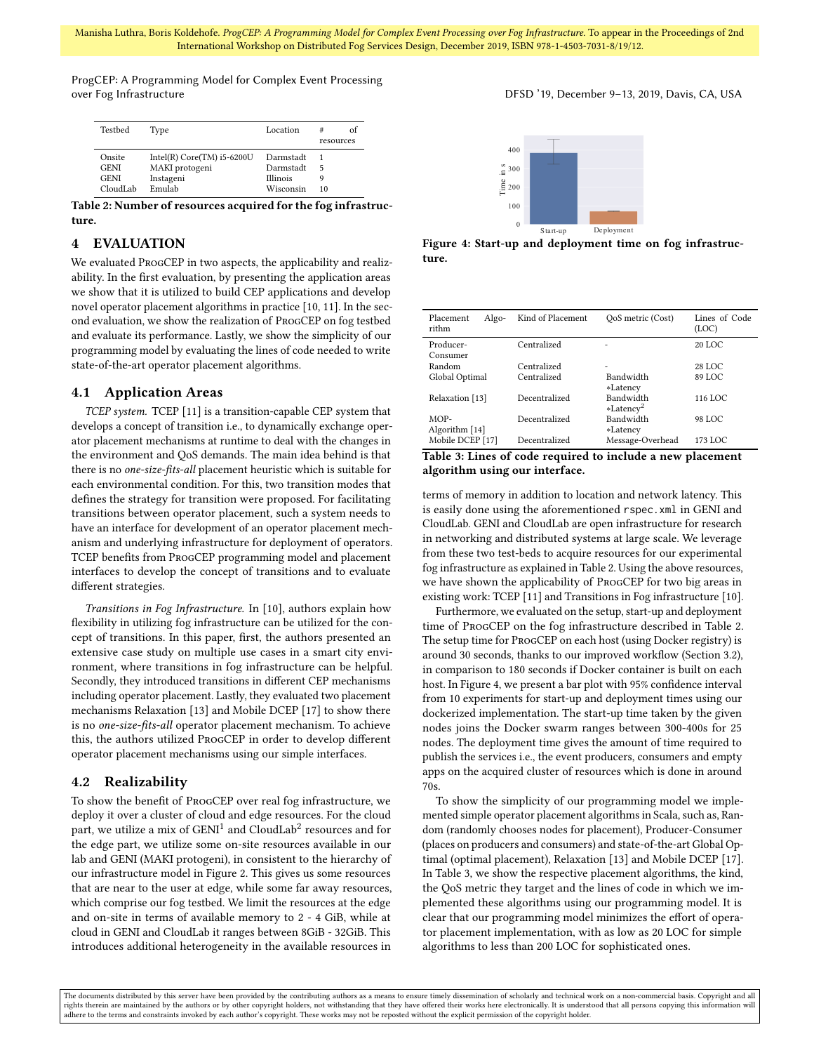| Testbed | Type | Location | # of resources |
|---|---|---|---|
| Onsite | Intel(R) Core(TM) i5-6200U | Darmstadt | 1 |
| GENI | MAKI protogeni | Darmstadt | 5 |
| GENI | Instageni | Illinois | 9 |
| CloudLab | Emulab | Wisconsin | 10 |

**Table 2: Number of resources acquired for the fog infrastructure.**

## 4 EVALUATION

We evaluated ProgCEP in two aspects, the applicability and realizability. In the first evaluation, by presenting the application areas we show that it is utilized to build CEP applications and develop novel operator placement algorithms in practice [10, 11]. In the second evaluation, we show the realization of ProgCEP on fog testbed and evaluate its performance. Lastly, we show the simplicity of our programming model by evaluating the lines of code needed to write state-of-the-art operator placement algorithms.

### 4.1 Application Areas

*TCEP system.* TCEP [11] is a transition-capable CEP system that develops a concept of transition i.e., to dynamically exchange operator placement mechanisms at runtime to deal with the changes in the environment and QoS demands. The main idea behind is that there is no *one-size-fits-all* placement heuristic which is suitable for each environmental condition. For this, two transition modes that defines the strategy for transition were proposed. For facilitating transitions between operator placement, such a system needs to have an interface for development of an operator placement mechanism and underlying infrastructure for deployment of operators. TCEP benefits from ProgCEP programming model and placement interfaces to develop the concept of transitions and to evaluate different strategies.

*Transitions in Fog Infrastructure.* In [10], authors explain how flexibility in utilizing fog infrastructure can be utilized for the concept of transitions. In this paper, first, the authors presented an extensive case study on multiple use cases in a smart city environment, where transitions in fog infrastructure can be helpful. Secondly, they introduced transitions in different CEP mechanisms including operator placement. Lastly, they evaluated two placement mechanisms Relaxation [13] and Mobile DCEP [17] to show there is no *one-size-fits-all* operator placement mechanism. To achieve this, the authors utilized ProgCEP in order to develop different operator placement mechanisms using our simple interfaces.

### 4.2 Realizability

To show the benefit of ProgCEP over real fog infrastructure, we deploy it over a cluster of cloud and edge resources. For the cloud part, we utilize a mix of GENI[1] and CloudLab[2] resources and for the edge part, we utilize some on-site resources available in our lab and GENI (MAKI protogeni), in consistent to the hierarchy of our infrastructure model in Figure 2. This gives us some resources that are near to the user at edge, while some far away resources, which comprise our fog testbed. We limit the resources at the edge and on-site in terms of available memory to 2 - 4 GiB, while at cloud in GENI and CloudLab it ranges between 8GiB - 32GiB. This introduces additional heterogeneity in the available resources in terms of memory in addition to location and network latency. This is easily done using the aforementioned `rspec.xml` in GENI and CloudLab. GENI and CloudLab are open infrastructure for research in networking and distributed systems at large scale. We leverage from these two test-beds to acquire resources for our experimental fog infrastructure as explained in Table 2. Using the above resources, we have shown the applicability of ProgCEP for two big areas in existing work: TCEP [11] and Transitions in Fog infrastructure [10].

**Figure 4: Start-up and deployment time on fog infrastructure.**

| Placement Algorithm | Kind of Placement | QoS metric (Cost) | Lines of Code (LOC) |
|---|---|---|---|
| Producer-Consumer | Centralized | - | 20 LOC |
| Random | Centralized | - | 28 LOC |
| Global Optimal | Centralized | Bandwidth \*Latency | 89 LOC |
| Relaxation [13] | Decentralized | Bandwidth \*Latency$^2$ | 116 LOC |
| MOP-Algorithm [14] | Decentralized | Bandwidth \*Latency | 98 LOC |
| Mobile DCEP [17] | Decentralized | Message-Overhead | 173 LOC |

**Table 3: Lines of code required to include a new placement algorithm using our interface.**

Furthermore, we evaluated on the setup, start-up and deployment time of ProgCEP on the fog infrastructure described in Table 2. The setup time for ProgCEP on each host (using Docker registry) is around 30 seconds, thanks to our improved workflow (Section 3.2), in comparison to 180 seconds if Docker container is built on each host. In Figure 4, we present a bar plot with 95% confidence interval from 10 experiments for start-up and deployment times using our dockerized implementation. The start-up time taken by the given nodes joins the Docker swarm ranges between 300-400s for 25 nodes. The deployment time gives the amount of time required to publish the services i.e., the event producers, consumers and empty apps on the acquired cluster of resources which is done in around 70s.

To show the simplicity of our programming model we implemented simple operator placement algorithms in Scala, such as, Random (randomly chooses nodes for placement), Producer-Consumer (places on producers and consumers) and state-of-the-art Global Optimal (optimal placement), Relaxation [13] and Mobile DCEP [17]. In Table 3, we show the respective placement algorithms, the kind, the QoS metric they target and the lines of code in which we implemented these algorithms using our programming model. It is clear that our programming model minimizes the effort of operator placement implementation, with as low as 20 LOC for simple algorithms to less than 200 LOC for sophisticated ones.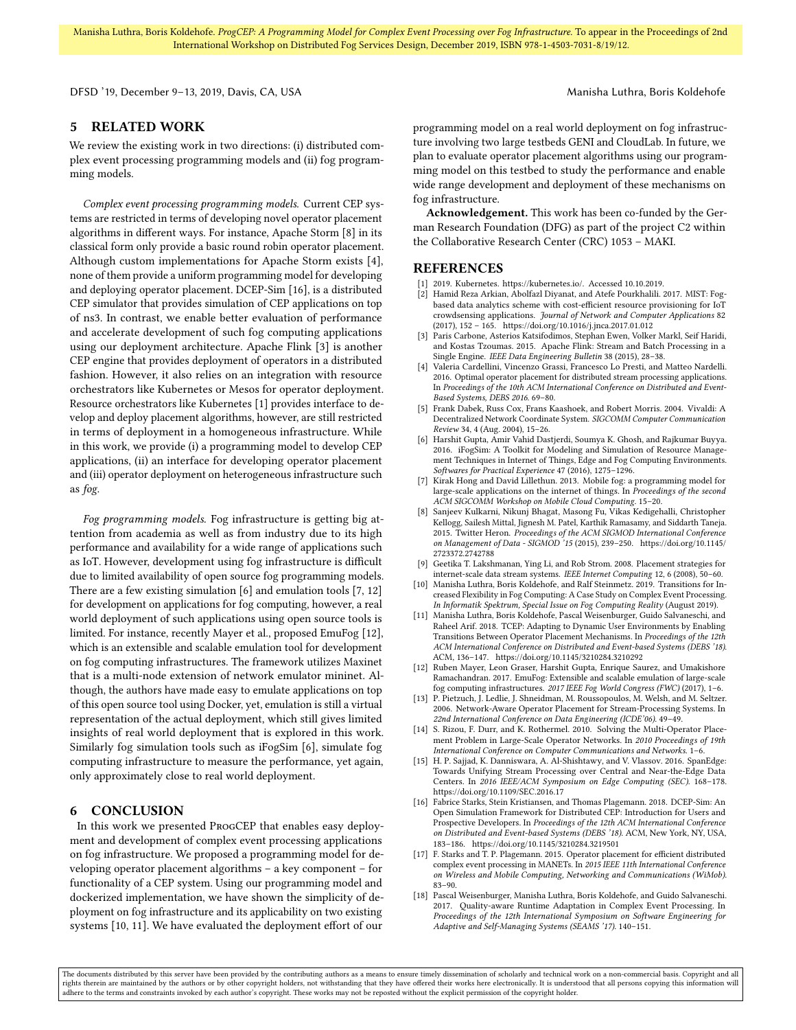## 5 RELATED WORK

We review the existing work in two directions: (i) distributed complex event processing programming models and (ii) fog programming models.

*Complex event processing programming models.* Current CEP systems are restricted in terms of developing novel operator placement algorithms in different ways. For instance, Apache Storm [8] in its classical form only provide a basic round robin operator placement. Although custom implementations for Apache Storm exists [4], none of them provide a uniform programming model for developing and deploying operator placement. DCEP-Sim [16], is a distributed CEP simulator that provides simulation of CEP applications on top of ns3. In contrast, we enable better evaluation of performance and accelerate development of such fog computing applications using our deployment architecture. Apache Flink [3] is another CEP engine that provides deployment of operators in a distributed fashion. However, it also relies on an integration with resource orchestrators like Kubernetes or Mesos for operator deployment. Resource orchestrators like Kubernetes [1] provides interface to develop and deploy placement algorithms, however, are still restricted in terms of deployment in a homogeneous infrastructure. While in this work, we provide (i) a programming model to develop CEP applications, (ii) an interface for developing operator placement and (iii) operator deployment on heterogeneous infrastructure such as *fog*.

*Fog programming models.* Fog infrastructure is getting big attention from academia as well as from industry due to its high performance and availability for a wide range of applications such as IoT. However, development using fog infrastructure is difficult due to limited availability of open source fog programming models. There are a few existing simulation [6] and emulation tools [7, 12] for development on applications for fog computing, however, a real world deployment of such applications using open source tools is limited. For instance, recently Mayer et al., proposed EmuFog [12], which is an extensible and scalable emulation tool for development on fog computing infrastructures. The framework utilizes Maxinet that is a multi-node extension of network emulator mininet. Although, the authors have made easy to emulate applications on top of this open source tool using Docker, yet, emulation is still a virtual representation of the actual deployment, which still gives limited insights of real world deployment that is explored in this work. Similarly fog simulation tools such as iFogSim [6], simulate fog computing infrastructure to measure the performance, yet again, only approximately close to real world deployment.

## 6 CONCLUSION

In this work we presented ProgCEP that enables easy deployment and development of complex event processing applications on fog infrastructure. We proposed a programming model for developing operator placement algorithms – a key component – for functionality of a CEP system. Using our programming model and dockerized implementation, we have shown the simplicity of deployment on fog infrastructure and its applicability on two existing systems [10, 11]. We have evaluated the deployment effort of our programming model on a real world deployment on fog infrastructure involving two large testbeds GENI and CloudLab. In future, we plan to evaluate operator placement algorithms using our programming model on this testbed to study the performance and enable wide range development and deployment of these mechanisms on fog infrastructure.

**Acknowledgement.** This work has been co-funded by the German Research Foundation (DFG) as part of the project C2 within the Collaborative Research Center (CRC) 1053 – MAKI.

## REFERENCES

- [1] 2019. Kubernetes. https://kubernetes.io/. Accessed 10.10.2019.
- [2] Hamid Reza Arkian, Abolfazl Diyanat, and Atefe Pourkhalili. 2017. MIST: Fog-based data analytics scheme with cost-efficient resource provisioning for IoT crowdsensing applications. *Journal of Network and Computer Applications* 82 (2017), 152 – 165. https://doi.org/10.1016/j.jnca.2017.01.012
- [3] Paris Carbone, Asterios Katsifodimos, Stephan Ewen, Volker Markl, Seif Haridi, and Kostas Tzoumas. 2015. Apache Flink: Stream and Batch Processing in a Single Engine. *IEEE Data Engineering Bulletin* 38 (2015), 28–38.
- [4] Valeria Cardellini, Vincenzo Grassi, Francesco Lo Presti, and Matteo Nardelli. 2016. Optimal operator placement for distributed stream processing applications. In *Proceedings of the 10th ACM International Conference on Distributed and Event-Based Systems, DEBS 2016*. 69–80.
- [5] Frank Dabek, Russ Cox, Frans Kaashoek, and Robert Morris. 2004. Vivaldi: A Decentralized Network Coordinate System. *SIGCOMM Computer Communication Review* 34, 4 (Aug. 2004), 15–26.
- [6] Harshit Gupta, Amir Vahid Dastjerdi, Soumya K. Ghosh, and Rajkumar Buyya. 2016. iFogSim: A Toolkit for Modeling and Simulation of Resource Management Techniques in Internet of Things, Edge and Fog Computing Environments. *Softwares for Practical Experience* 47 (2016), 1275–1296.
- [7] Kirak Hong and David Lillethun. 2013. Mobile fog: a programming model for large-scale applications on the internet of things. In *Proceedings of the second ACM SIGCOMM Workshop on Mobile Cloud Computing*. 15–20.
- [8] Sanjeev Kulkarni, Nikunj Bhagat, Masong Fu, Vikas Kedigehalli, Christopher Kellogg, Sailesh Mittal, Jignesh M. Patel, Karthik Ramasamy, and Siddarth Taneja. 2015. Twitter Heron. *Proceedings of the ACM SIGMOD International Conference on Management of Data - SIGMOD '15* (2015), 239–250. https://doi.org/10.1145/2723372.2742788
- [9] Geetika T. Lakshmanan, Ying Li, and Rob Strom. 2008. Placement strategies for internet-scale data stream systems. *IEEE Internet Computing* 12, 6 (2008), 50–60.
- [10] Manisha Luthra, Boris Koldehofe, and Ralf Steinmetz. 2019. Transitions for Increased Flexibility in Fog Computing: A Case Study on Complex Event Processing. *In Informatik Spektrum, Special Issue on Fog Computing Reality* (August 2019).
- [11] Manisha Luthra, Boris Koldehofe, Pascal Weisenburger, Guido Salvaneschi, and Raheel Arif. 2018. TCEP: Adapting to Dynamic User Environments by Enabling Transitions Between Operator Placement Mechanisms. In *Proceedings of the 12th ACM International Conference on Distributed and Event-based Systems (DEBS '18)*. ACM, 136–147. https://doi.org/10.1145/3210284.3210292
- [12] Ruben Mayer, Leon Graser, Harshit Gupta, Enrique Saurez, and Umakishore Ramachandran. 2017. EmuFog: Extensible and scalable emulation of large-scale fog computing infrastructures. *2017 IEEE Fog World Congress (FWC)* (2017), 1–6.
- [13] P. Pietzuch, J. Ledlie, J. Shneidman, M. Roussopoulos, M. Welsh, and M. Seltzer. 2006. Network-Aware Operator Placement for Stream-Processing Systems. In *22nd International Conference on Data Engineering (ICDE'06)*. 49–49.
- [14] S. Rizou, F. Durr, and K. Rothermel. 2010. Solving the Multi-Operator Placement Problem in Large-Scale Operator Networks. In *2010 Proceedings of 19th International Conference on Computer Communications and Networks*. 1–6.
- [15] H. P. Sajjad, K. Danniswara, A. Al-Shishtawy, and V. Vlassov. 2016. SpanEdge: Towards Unifying Stream Processing over Central and Near-the-Edge Data Centers. In *2016 IEEE/ACM Symposium on Edge Computing (SEC)*. 168–178. https://doi.org/10.1109/SEC.2016.17
- [16] Fabrice Starks, Stein Kristiansen, and Thomas Plagemann. 2018. DCEP-Sim: An Open Simulation Framework for Distributed CEP: Introduction for Users and Prospective Developers. In *Proceedings of the 12th ACM International Conference on Distributed and Event-based Systems (DEBS '18)*. ACM, New York, NY, USA, 183–186. https://doi.org/10.1145/3210284.3219501
- [17] F. Starks and T. P. Plagemann. 2015. Operator placement for efficient distributed complex event processing in MANETs. In *2015 IEEE 11th International Conference on Wireless and Mobile Computing, Networking and Communications (WiMob)*. 83–90.
- [18] Pascal Weisenburger, Manisha Luthra, Boris Koldehofe, and Guido Salvaneschi. 2017. Quality-aware Runtime Adaptation in Complex Event Processing. In *Proceedings of the 12th International Symposium on Software Engineering for Adaptive and Self-Managing Systems (SEAMS '17)*. 140–151.